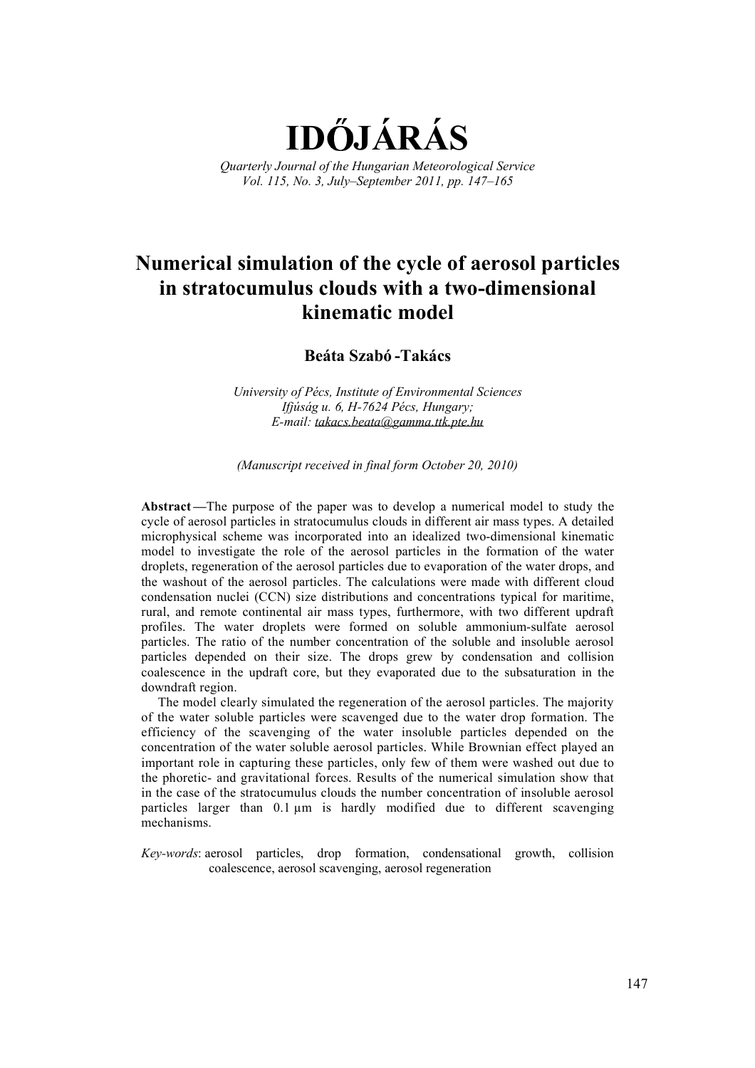# IDŐJÁRÁS

*Quarterly Journal of the Hungarian Meteorological Service*
*Vol. 115, No. 3, July–September 2011, pp. 147–165*

## Numerical simulation of the cycle of aerosol particles in stratocumulus clouds with a two-dimensional kinematic model

**Beáta Szabó-Takács**

*University of Pécs, Institute of Environmental Sciences*
*Ifjúság u. 6, H-7624 Pécs, Hungary;*
*E-mail: takacs.beata@gamma.ttk.pte.hu*

*(Manuscript received in final form October 20, 2010)*

**Abstract**—The purpose of the paper was to develop a numerical model to study the cycle of aerosol particles in stratocumulus clouds in different air mass types. A detailed microphysical scheme was incorporated into an idealized two-dimensional kinematic model to investigate the role of the aerosol particles in the formation of the water droplets, regeneration of the aerosol particles due to evaporation of the water drops, and the washout of the aerosol particles. The calculations were made with different cloud condensation nuclei (CCN) size distributions and concentrations typical for maritime, rural, and remote continental air mass types, furthermore, with two different updraft profiles. The water droplets were formed on soluble ammonium-sulfate aerosol particles. The ratio of the number concentration of the soluble and insoluble aerosol particles depended on their size. The drops grew by condensation and collision coalescence in the updraft core, but they evaporated due to the subsaturation in the downdraft region.

The model clearly simulated the regeneration of the aerosol particles. The majority of the water soluble particles were scavenged due to the water drop formation. The efficiency of the scavenging of the water insoluble particles depended on the concentration of the water soluble aerosol particles. While Brownian effect played an important role in capturing these particles, only few of them were washed out due to the phoretic- and gravitational forces. Results of the numerical simulation show that in the case of the stratocumulus clouds the number concentration of insoluble aerosol particles larger than 0.1 μm is hardly modified due to different scavenging mechanisms.

*Key-words*: aerosol particles, drop formation, condensational growth, collision coalescence, aerosol scavenging, aerosol regeneration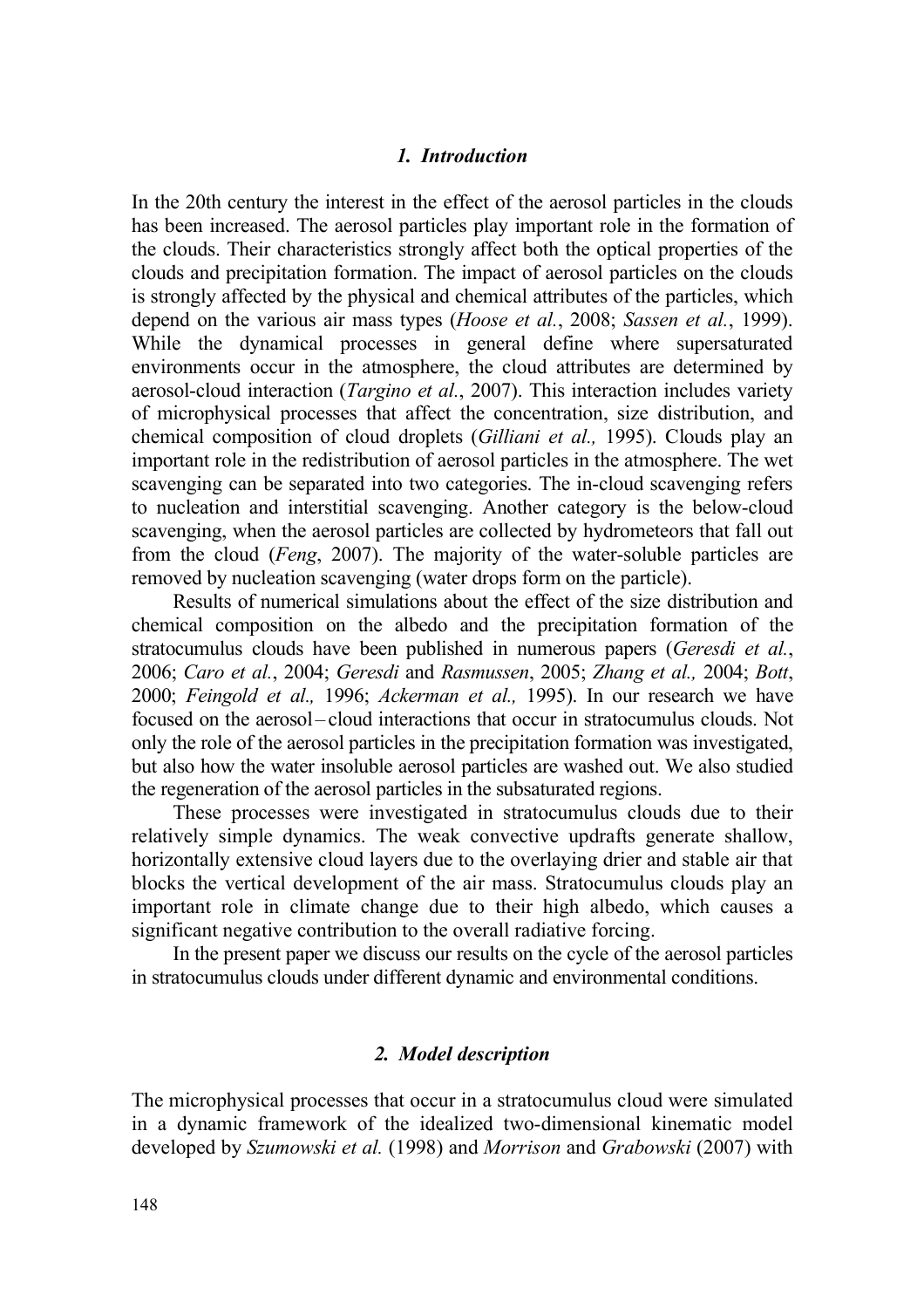## *1. Introduction*

In the 20th century the interest in the effect of the aerosol particles in the clouds has been increased. The aerosol particles play important role in the formation of the clouds. Their characteristics strongly affect both the optical properties of the clouds and precipitation formation. The impact of aerosol particles on the clouds is strongly affected by the physical and chemical attributes of the particles, which depend on the various air mass types (*Hoose et al.*, 2008; *Sassen et al.*, 1999). While the dynamical processes in general define where supersaturated environments occur in the atmosphere, the cloud attributes are determined by aerosol-cloud interaction (*Targino et al.*, 2007). This interaction includes variety of microphysical processes that affect the concentration, size distribution, and chemical composition of cloud droplets (*Gilliani et al.,* 1995). Clouds play an important role in the redistribution of aerosol particles in the atmosphere. The wet scavenging can be separated into two categories. The in-cloud scavenging refers to nucleation and interstitial scavenging. Another category is the below-cloud scavenging, when the aerosol particles are collected by hydrometeors that fall out from the cloud (*Feng*, 2007). The majority of the water-soluble particles are removed by nucleation scavenging (water drops form on the particle).

Results of numerical simulations about the effect of the size distribution and chemical composition on the albedo and the precipitation formation of the stratocumulus clouds have been published in numerous papers (*Geresdi et al.*, 2006; *Caro et al.*, 2004; *Geresdi* and *Rasmussen*, 2005; *Zhang et al.,* 2004; *Bott*, 2000; *Feingold et al.,* 1996; *Ackerman et al.,* 1995). In our research we have focused on the aerosol – cloud interactions that occur in stratocumulus clouds. Not only the role of the aerosol particles in the precipitation formation was investigated, but also how the water insoluble aerosol particles are washed out. We also studied the regeneration of the aerosol particles in the subsaturated regions.

These processes were investigated in stratocumulus clouds due to their relatively simple dynamics. The weak convective updrafts generate shallow, horizontally extensive cloud layers due to the overlaying drier and stable air that blocks the vertical development of the air mass. Stratocumulus clouds play an important role in climate change due to their high albedo, which causes a significant negative contribution to the overall radiative forcing.

In the present paper we discuss our results on the cycle of the aerosol particles in stratocumulus clouds under different dynamic and environmental conditions.

## *2. Model description*

The microphysical processes that occur in a stratocumulus cloud were simulated in a dynamic framework of the idealized two-dimensional kinematic model developed by *Szumowski et al.* (1998) and *Morrison* and *Grabowski* (2007) with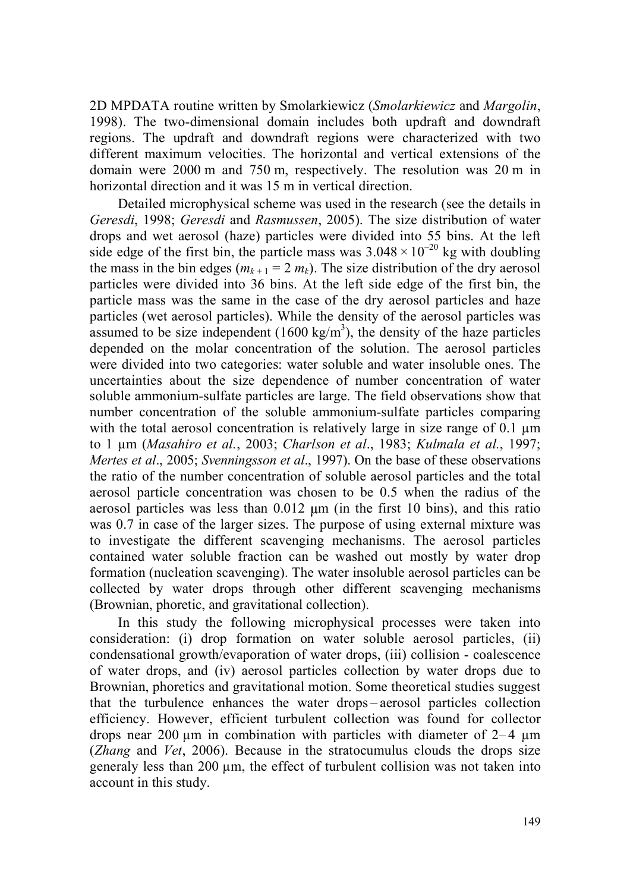2D MPDATA routine written by Smolarkiewicz (*Smolarkiewicz* and *Margolin*, 1998). The two-dimensional domain includes both updraft and downdraft regions. The updraft and downdraft regions were characterized with two different maximum velocities. The horizontal and vertical extensions of the domain were 2000 m and 750 m, respectively. The resolution was 20 m in horizontal direction and it was 15 m in vertical direction.

Detailed microphysical scheme was used in the research (see the details in *Geresdi*, 1998; *Geresdi* and *Rasmussen*, 2005). The size distribution of water drops and wet aerosol (haze) particles were divided into 55 bins. At the left side edge of the first bin, the particle mass was $3.048 \times 10^{-20}$ kg with doubling the mass in the bin edges ($m_{k+1} = 2\, m_k$). The size distribution of the dry aerosol particles were divided into 36 bins. At the left side edge of the first bin, the particle mass was the same in the case of the dry aerosol particles and haze particles (wet aerosol particles). While the density of the aerosol particles was assumed to be size independent (1600 kg/m$^3$), the density of the haze particles depended on the molar concentration of the solution. The aerosol particles were divided into two categories: water soluble and water insoluble ones. The uncertainties about the size dependence of number concentration of water soluble ammonium-sulfate particles are large. The field observations show that number concentration of the soluble ammonium-sulfate particles comparing with the total aerosol concentration is relatively large in size range of 0.1 μm to 1 μm (*Masahiro et al.*, 2003; *Charlson et al*., 1983; *Kulmala et al.*, 1997; *Mertes et al*., 2005; *Svenningsson et al*., 1997). On the base of these observations the ratio of the number concentration of soluble aerosol particles and the total aerosol particle concentration was chosen to be 0.5 when the radius of the aerosol particles was less than 0.012 μm (in the first 10 bins), and this ratio was 0.7 in case of the larger sizes. The purpose of using external mixture was to investigate the different scavenging mechanisms. The aerosol particles contained water soluble fraction can be washed out mostly by water drop formation (nucleation scavenging). The water insoluble aerosol particles can be collected by water drops through other different scavenging mechanisms (Brownian, phoretic, and gravitational collection).

In this study the following microphysical processes were taken into consideration: (i) drop formation on water soluble aerosol particles, (ii) condensational growth/evaporation of water drops, (iii) collision - coalescence of water drops, and (iv) aerosol particles collection by water drops due to Brownian, phoretics and gravitational motion. Some theoretical studies suggest that the turbulence enhances the water drops – aerosol particles collection efficiency. However, efficient turbulent collection was found for collector drops near 200 μm in combination with particles with diameter of 2– 4 μm (*Zhang* and *Vet*, 2006). Because in the stratocumulus clouds the drops size generaly less than 200 μm, the effect of turbulent collision was not taken into account in this study.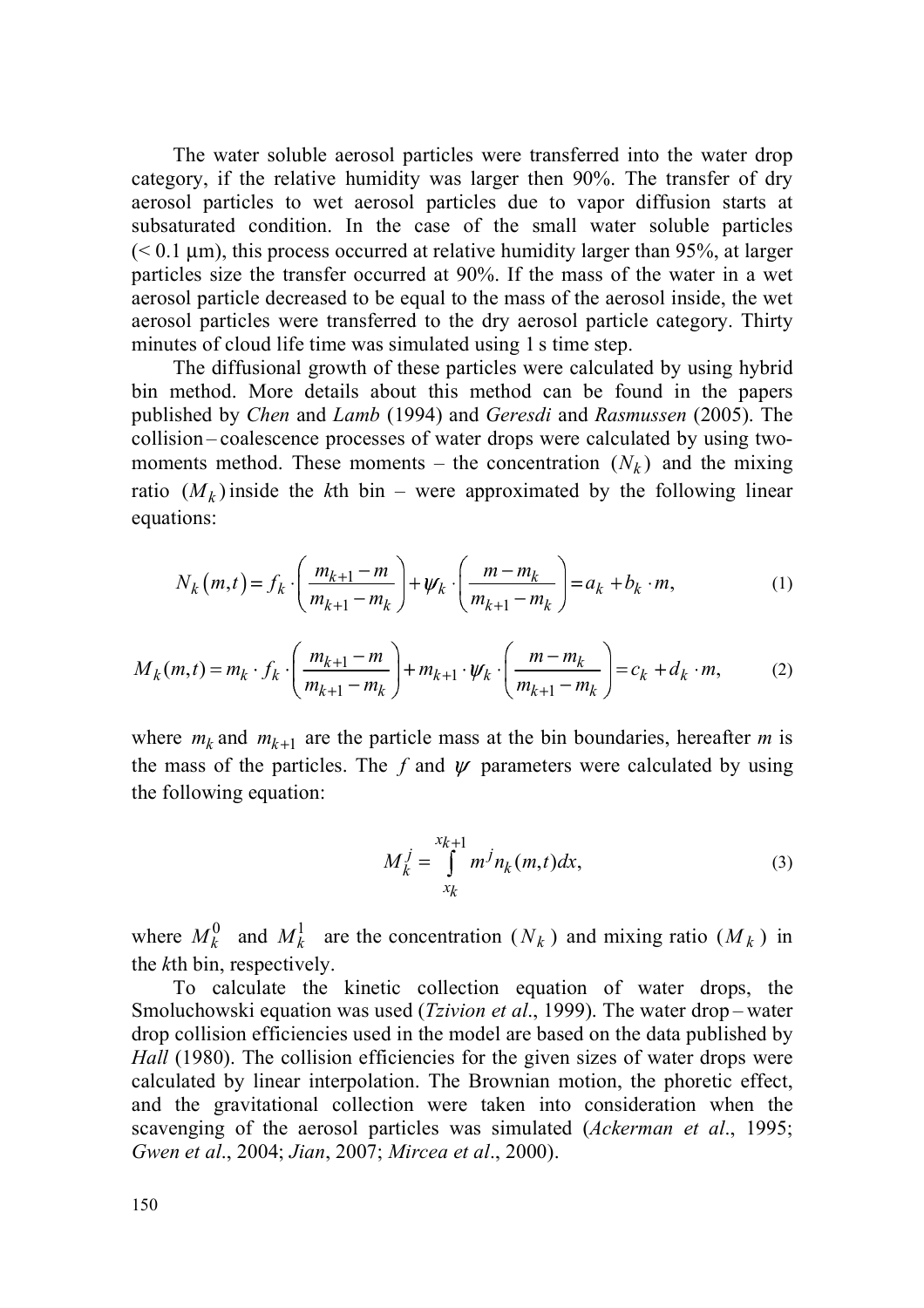The water soluble aerosol particles were transferred into the water drop category, if the relative humidity was larger then 90%. The transfer of dry aerosol particles to wet aerosol particles due to vapor diffusion starts at subsaturated condition. In the case of the small water soluble particles (< 0.1 μm), this process occurred at relative humidity larger than 95%, at larger particles size the transfer occurred at 90%. If the mass of the water in a wet aerosol particle decreased to be equal to the mass of the aerosol inside, the wet aerosol particles were transferred to the dry aerosol particle category. Thirty minutes of cloud life time was simulated using 1 s time step.

The diffusional growth of these particles were calculated by using hybrid bin method. More details about this method can be found in the papers published by *Chen* and *Lamb* (1994) and *Geresdi* and *Rasmussen* (2005). The collision – coalescence processes of water drops were calculated by using two-moments method. These moments – the concentration ($N_k$) and the mixing ratio ($M_k$) inside the *k*th bin – were approximated by the following linear equations:

$$N_k(m,t) = f_k \cdot \left( \frac{m_{k+1} - m}{m_{k+1} - m_k} \right) + \psi_k \cdot \left( \frac{m - m_k}{m_{k+1} - m_k} \right) = a_k + b_k \cdot m, \tag{1}$$

$$M_k(m,t) = m_k \cdot f_k \cdot \left( \frac{m_{k+1} - m}{m_{k+1} - m_k} \right) + m_{k+1} \cdot \psi_k \cdot \left( \frac{m - m_k}{m_{k+1} - m_k} \right) = c_k + d_k \cdot m, \tag{2}$$

where $m_k$ and $m_{k+1}$ are the particle mass at the bin boundaries, hereafter $m$ is the mass of the particles. The $f$ and $\psi$ parameters were calculated by using the following equation:

$$M_k^j = \int_{x_k}^{x_{k+1}} m^j n_k(m,t) dx, \tag{3}$$

where $M_k^0$ and $M_k^1$ are the concentration ($N_k$) and mixing ratio ($M_k$) in the *k*th bin, respectively.

To calculate the kinetic collection equation of water drops, the Smoluchowski equation was used (*Tzivion et al*., 1999). The water drop – water drop collision efficiencies used in the model are based on the data published by *Hall* (1980). The collision efficiencies for the given sizes of water drops were calculated by linear interpolation. The Brownian motion, the phoretic effect, and the gravitational collection were taken into consideration when the scavenging of the aerosol particles was simulated (*Ackerman et al*., 1995; *Gwen et al*., 2004; *Jian*, 2007; *Mircea et al*., 2000).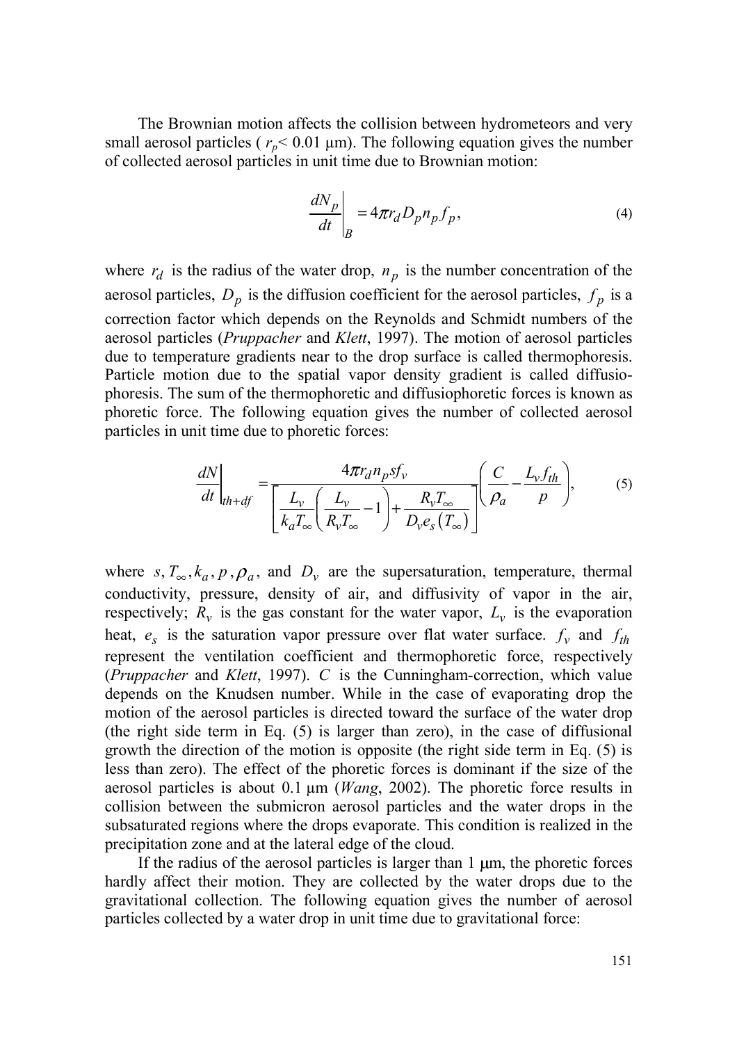The Brownian motion affects the collision between hydrometeors and very small aerosol particles ( $r_p$< 0.01 μm). The following equation gives the number of collected aerosol particles in unit time due to Brownian motion:

$$\left.\frac{dN_p}{dt}\right|_B = 4\pi r_d D_p n_p f_p, \tag{4}$$

where $r_d$ is the radius of the water drop, $n_p$ is the number concentration of the aerosol particles, $D_p$ is the diffusion coefficient for the aerosol particles, $f_p$ is a correction factor which depends on the Reynolds and Schmidt numbers of the aerosol particles (*Pruppacher* and *Klett*, 1997). The motion of aerosol particles due to temperature gradients near to the drop surface is called thermophoresis. Particle motion due to the spatial vapor density gradient is called diffusiophoresis. The sum of the thermophoretic and diffusiophoretic forces is known as phoretic force. The following equation gives the number of collected aerosol particles in unit time due to phoretic forces:

$$\left.\frac{dN}{dt}\right|_{th+df} = \frac{4\pi r_d n_p s f_v}{\left[\dfrac{L_v}{k_a T_\infty}\left(\dfrac{L_v}{R_v T_\infty} - 1\right) + \dfrac{R_v T_\infty}{D_v e_s\left(T_\infty\right)}\right]}\left(\frac{C}{\rho_a} - \frac{L_v f_{th}}{p}\right), \tag{5}$$

where $s, T_\infty, k_a, p, \rho_a$, and $D_v$ are the supersaturation, temperature, thermal conductivity, pressure, density of air, and diffusivity of vapor in the air, respectively; $R_v$ is the gas constant for the water vapor, $L_v$ is the evaporation heat, $e_s$ is the saturation vapor pressure over flat water surface. $f_v$ and $f_{th}$ represent the ventilation coefficient and thermophoretic force, respectively (*Pruppacher* and *Klett*, 1997). $C$ is the Cunningham-correction, which value depends on the Knudsen number. While in the case of evaporating drop the motion of the aerosol particles is directed toward the surface of the water drop (the right side term in Eq. (5) is larger than zero), in the case of diffusional growth the direction of the motion is opposite (the right side term in Eq. (5) is less than zero). The effect of the phoretic forces is dominant if the size of the aerosol particles is about 0.1 μm (*Wang*, 2002). The phoretic force results in collision between the submicron aerosol particles and the water drops in the subsaturated regions where the drops evaporate. This condition is realized in the precipitation zone and at the lateral edge of the cloud.

If the radius of the aerosol particles is larger than 1 μm, the phoretic forces hardly affect their motion. They are collected by the water drops due to the gravitational collection. The following equation gives the number of aerosol particles collected by a water drop in unit time due to gravitational force: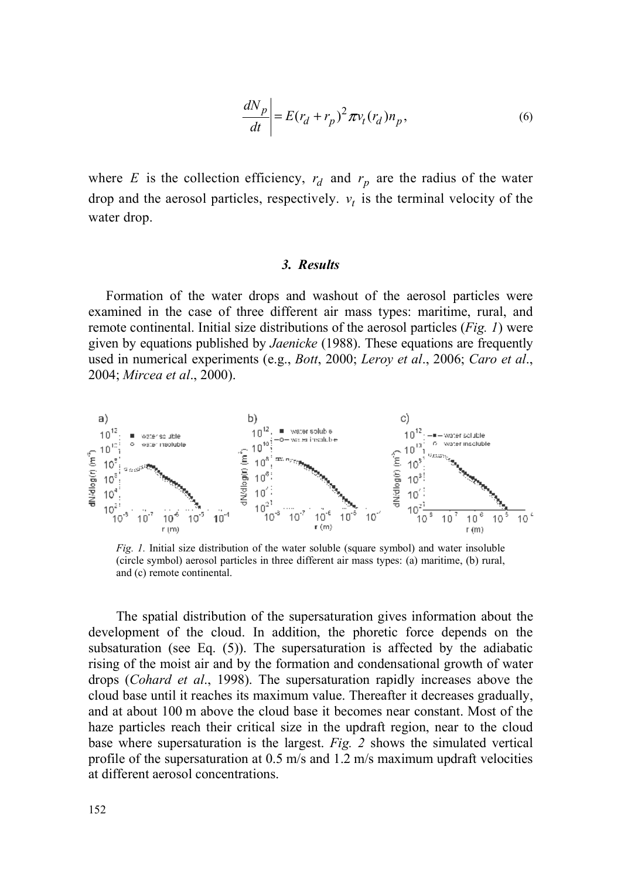$$\left.\frac{dN_p}{dt}\right| = E(r_d + r_p)^2 \pi v_t(r_d) n_p, \tag{6}$$

where $E$ is the collection efficiency, $r_d$ and $r_p$ are the radius of the water drop and the aerosol particles, respectively. $v_t$ is the terminal velocity of the water drop.

### *3. Results*

Formation of the water drops and washout of the aerosol particles were examined in the case of three different air mass types: maritime, rural, and remote continental. Initial size distributions of the aerosol particles (*Fig. 1*) were given by equations published by *Jaenicke* (1988). These equations are frequently used in numerical experiments (e.g., *Bott*, 2000; *Leroy et al*., 2006; *Caro et al*., 2004; *Mircea et al*., 2000).

*Fig. 1.* Initial size distribution of the water soluble (square symbol) and water insoluble (circle symbol) aerosol particles in three different air mass types: (a) maritime, (b) rural, and (c) remote continental.

The spatial distribution of the supersaturation gives information about the development of the cloud. In addition, the phoretic force depends on the subsaturation (see Eq. (5)). The supersaturation is affected by the adiabatic rising of the moist air and by the formation and condensational growth of water drops (*Cohard et al*., 1998). The supersaturation rapidly increases above the cloud base until it reaches its maximum value. Thereafter it decreases gradually, and at about 100 m above the cloud base it becomes near constant. Most of the haze particles reach their critical size in the updraft region, near to the cloud base where supersaturation is the largest. *Fig. 2* shows the simulated vertical profile of the supersaturation at 0.5 m/s and 1.2 m/s maximum updraft velocities at different aerosol concentrations.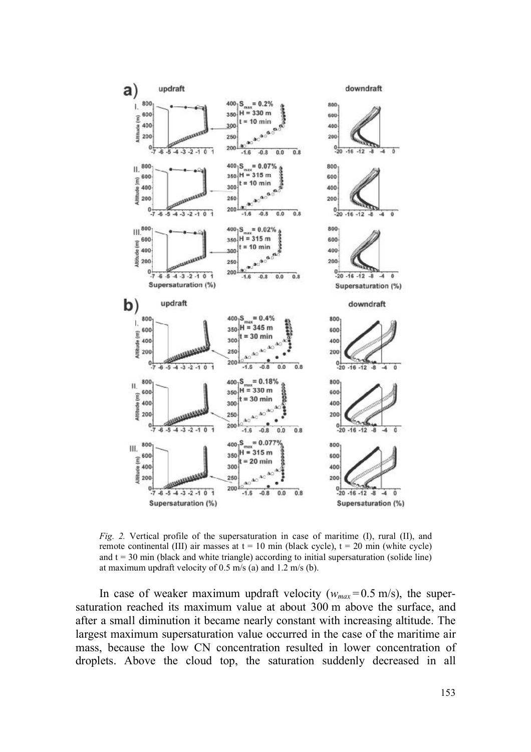*Fig. 2.* Vertical profile of the supersaturation in case of maritime (I), rural (II), and remote continental (III) air masses at t = 10 min (black cycle), t = 20 min (white cycle) and t = 30 min (black and white triangle) according to initial supersaturation (solide line) at maximum updraft velocity of 0.5 m/s (a) and 1.2 m/s (b).

In case of weaker maximum updraft velocity ($w_{max}$ = 0.5 m/s), the supersaturation reached its maximum value at about 300 m above the surface, and after a small diminution it became nearly constant with increasing altitude. The largest maximum supersaturation value occurred in the case of the maritime air mass, because the low CN concentration resulted in lower concentration of droplets. Above the cloud top, the saturation suddenly decreased in all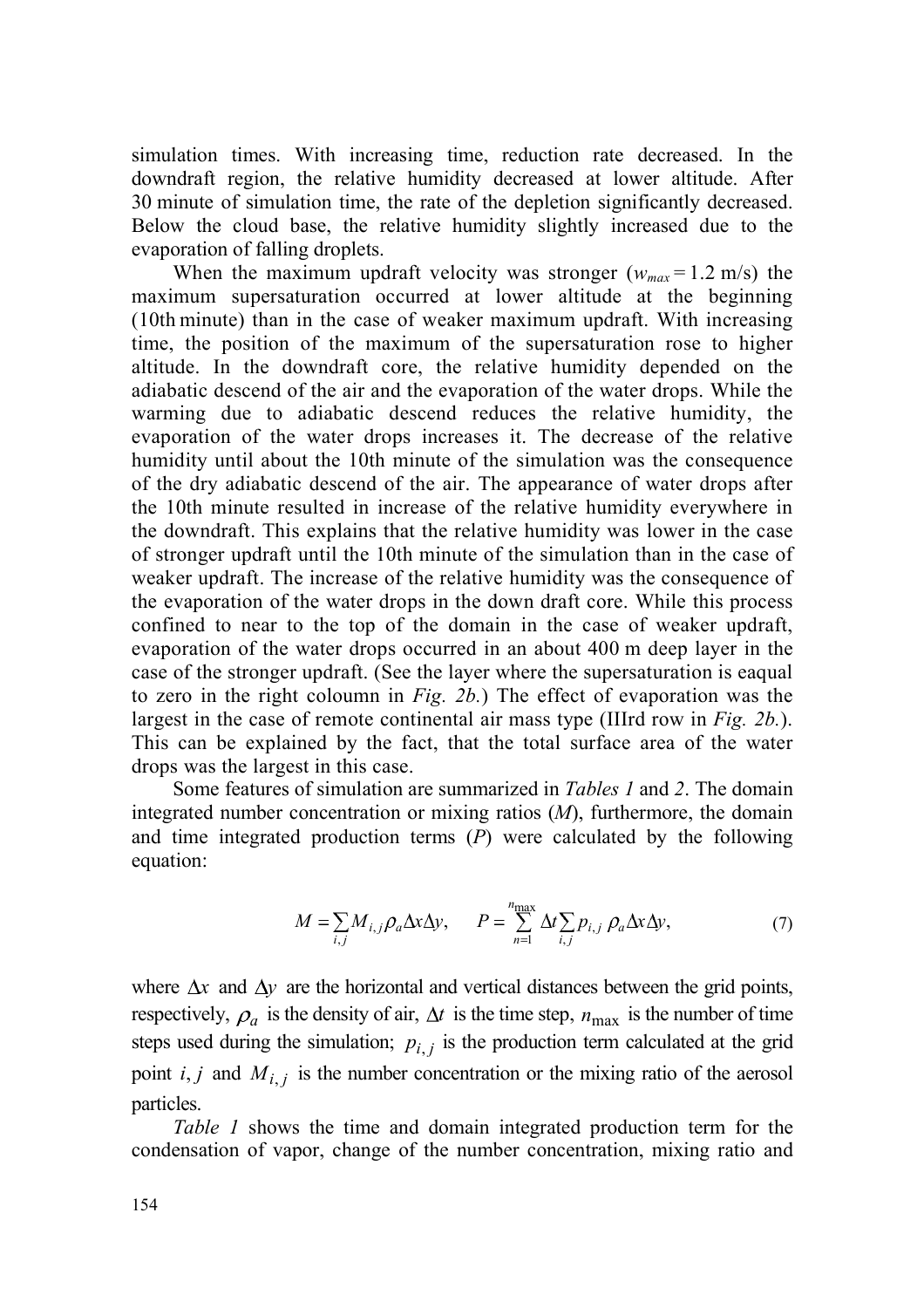simulation times. With increasing time, reduction rate decreased. In the downdraft region, the relative humidity decreased at lower altitude. After 30 minute of simulation time, the rate of the depletion significantly decreased. Below the cloud base, the relative humidity slightly increased due to the evaporation of falling droplets.

When the maximum updraft velocity was stronger ($w_{max} = 1.2$ m/s) the maximum supersaturation occurred at lower altitude at the beginning (10th minute) than in the case of weaker maximum updraft. With increasing time, the position of the maximum of the supersaturation rose to higher altitude. In the downdraft core, the relative humidity depended on the adiabatic descend of the air and the evaporation of the water drops. While the warming due to adiabatic descend reduces the relative humidity, the evaporation of the water drops increases it. The decrease of the relative humidity until about the 10th minute of the simulation was the consequence of the dry adiabatic descend of the air. The appearance of water drops after the 10th minute resulted in increase of the relative humidity everywhere in the downdraft. This explains that the relative humidity was lower in the case of stronger updraft until the 10th minute of the simulation than in the case of weaker updraft. The increase of the relative humidity was the consequence of the evaporation of the water drops in the down draft core. While this process confined to near to the top of the domain in the case of weaker updraft, evaporation of the water drops occurred in an about 400 m deep layer in the case of the stronger updraft. (See the layer where the supersaturation is eaqual to zero in the right coloumn in *Fig. 2b.*) The effect of evaporation was the largest in the case of remote continental air mass type (IIIrd row in *Fig. 2b.*). This can be explained by the fact, that the total surface area of the water drops was the largest in this case.

Some features of simulation are summarized in *Tables 1* and *2*. The domain integrated number concentration or mixing ratios ($M$), furthermore, the domain and time integrated production terms ($P$) were calculated by the following equation:

$$M = \sum_{i,j} M_{i,j} \rho_a \Delta x \Delta y, \qquad P = \sum_{n=1}^{n_{\max}} \Delta t \sum_{i,j} p_{i,j} \, \rho_a \Delta x \Delta y, \tag{7}$$

where $\Delta x$ and $\Delta y$ are the horizontal and vertical distances between the grid points, respectively, $\rho_a$ is the density of air, $\Delta t$ is the time step, $n_{\max}$ is the number of time steps used during the simulation; $p_{i,j}$ is the production term calculated at the grid point $i, j$ and $M_{i,j}$ is the number concentration or the mixing ratio of the aerosol particles.

*Table 1* shows the time and domain integrated production term for the condensation of vapor, change of the number concentration, mixing ratio and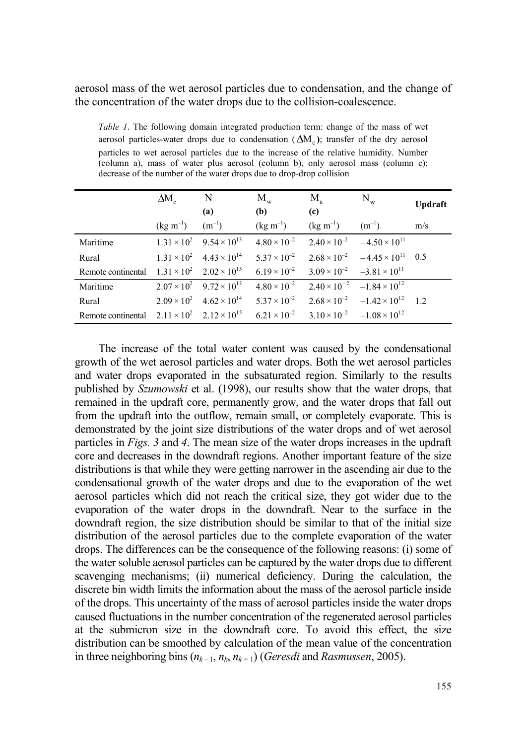aerosol mass of the wet aerosol particles due to condensation, and the change of the concentration of the water drops due to the collision-coalescence.

*Table 1*. The following domain integrated production term: change of the mass of wet aerosol particles-water drops due to condensation ($\Delta M_c$); transfer of the dry aerosol particles to wet aerosol particles due to the increase of the relative humidity. Number (column a), mass of water plus aerosol (column b), only aerosol mass (column c); decrease of the number of the water drops due to drop-drop collision

| | $\Delta M_c$ | N **(a)** | $M_w$ **(b)** | $M_a$ **(c)** | $N_w$ | **Updraft** |
|---|---|---|---|---|---|---|
| | (kg m$^{-1}$) | (m$^{-1}$) | (kg m$^{-1}$) | (kg m$^{-1}$) | (m$^{-1}$) | m/s |
| Maritime | $1.31 \times 10^2$ | $9.54 \times 10^{13}$ | $4.80 \times 10^{-2}$ | $2.40 \times 10^{-2}$ | $-4.50 \times 10^{11}$ | |
| Rural | $1.31 \times 10^2$ | $4.43 \times 10^{14}$ | $5.37 \times 10^{-2}$ | $2.68 \times 10^{-2}$ | $-4.45 \times 10^{11}$ | 0.5 |
| Remote continental | $1.31 \times 10^2$ | $2.02 \times 10^{15}$ | $6.19 \times 10^{-2}$ | $3.09 \times 10^{-2}$ | $-3.81 \times 10^{11}$ | |
| Maritime | $2.07 \times 10^2$ | $9.72 \times 10^{13}$ | $4.80 \times 10^{-2}$ | $2.40 \times 10^{-2}$ | $-1.84 \times 10^{12}$ | |
| Rural | $2.09 \times 10^2$ | $4.62 \times 10^{14}$ | $5.37 \times 10^{-2}$ | $2.68 \times 10^{-2}$ | $-1.42 \times 10^{12}$ | 1.2 |
| Remote continental | $2.11 \times 10^2$ | $2.12 \times 10^{15}$ | $6.21 \times 10^{-2}$ | $3.10 \times 10^{-2}$ | $-1.08 \times 10^{12}$ | |

The increase of the total water content was caused by the condensational growth of the wet aerosol particles and water drops. Both the wet aerosol particles and water drops evaporated in the subsaturated region. Similarly to the results published by *Szumowski* et al. (1998), our results show that the water drops, that remained in the updraft core, permanently grow, and the water drops that fall out from the updraft into the outflow, remain small, or completely evaporate. This is demonstrated by the joint size distributions of the water drops and of wet aerosol particles in *Figs. 3* and *4*. The mean size of the water drops increases in the updraft core and decreases in the downdraft regions. Another important feature of the size distributions is that while they were getting narrower in the ascending air due to the condensational growth of the water drops and due to the evaporation of the wet aerosol particles which did not reach the critical size, they got wider due to the evaporation of the water drops in the downdraft. Near to the surface in the downdraft region, the size distribution should be similar to that of the initial size distribution of the aerosol particles due to the complete evaporation of the water drops. The differences can be the consequence of the following reasons: (i) some of the water soluble aerosol particles can be captured by the water drops due to different scavenging mechanisms; (ii) numerical deficiency. During the calculation, the discrete bin width limits the information about the mass of the aerosol particle inside of the drops. This uncertainty of the mass of aerosol particles inside the water drops caused fluctuations in the number concentration of the regenerated aerosol particles at the submicron size in the downdraft core. To avoid this effect, the size distribution can be smoothed by calculation of the mean value of the concentration in three neighboring bins ($n_{k-1}$, $n_k$, $n_{k+1}$) (*Geresdi* and *Rasmussen*, 2005).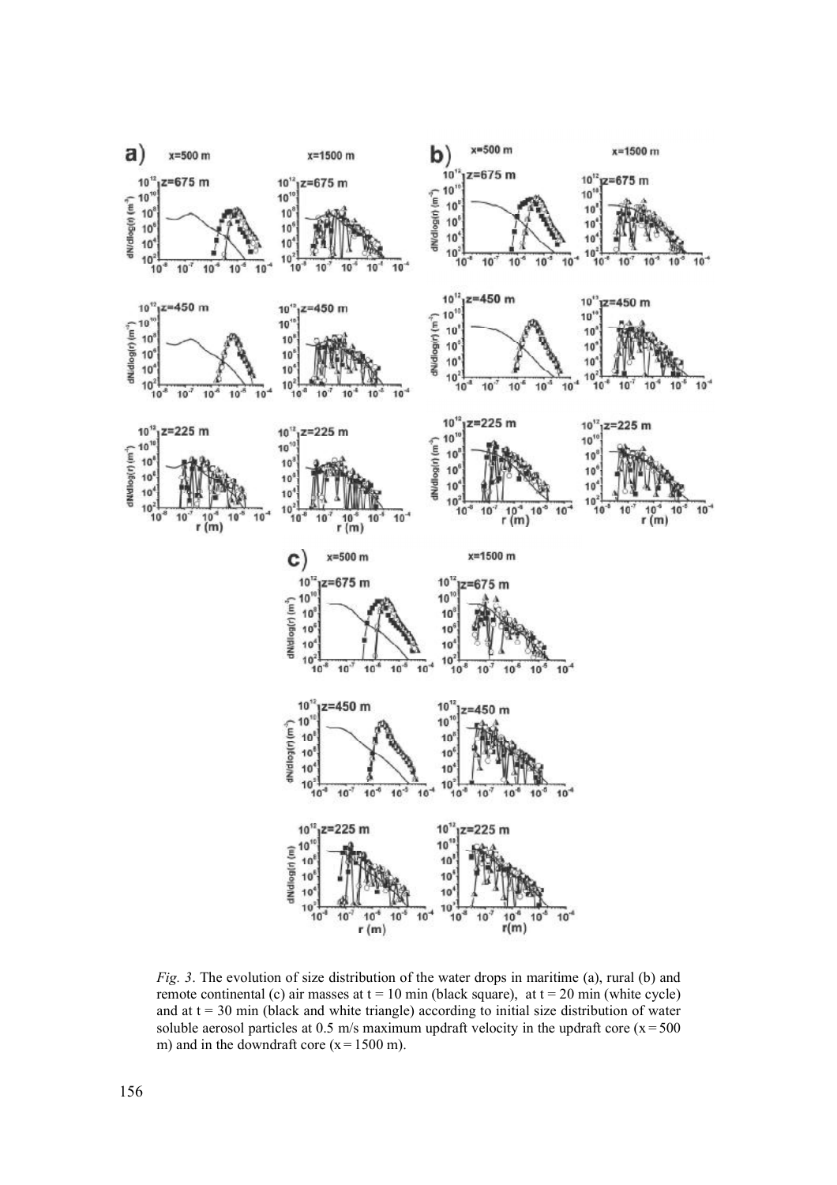*Fig. 3*. The evolution of size distribution of the water drops in maritime (a), rural (b) and remote continental (c) air masses at $t = 10$ min (black square), at $t = 20$ min (white cycle) and at $t = 30$ min (black and white triangle) according to initial size distribution of water soluble aerosol particles at 0.5 m/s maximum updraft velocity in the updraft core ($x = 500$ m) and in the downdraft core ($x = 1500$ m).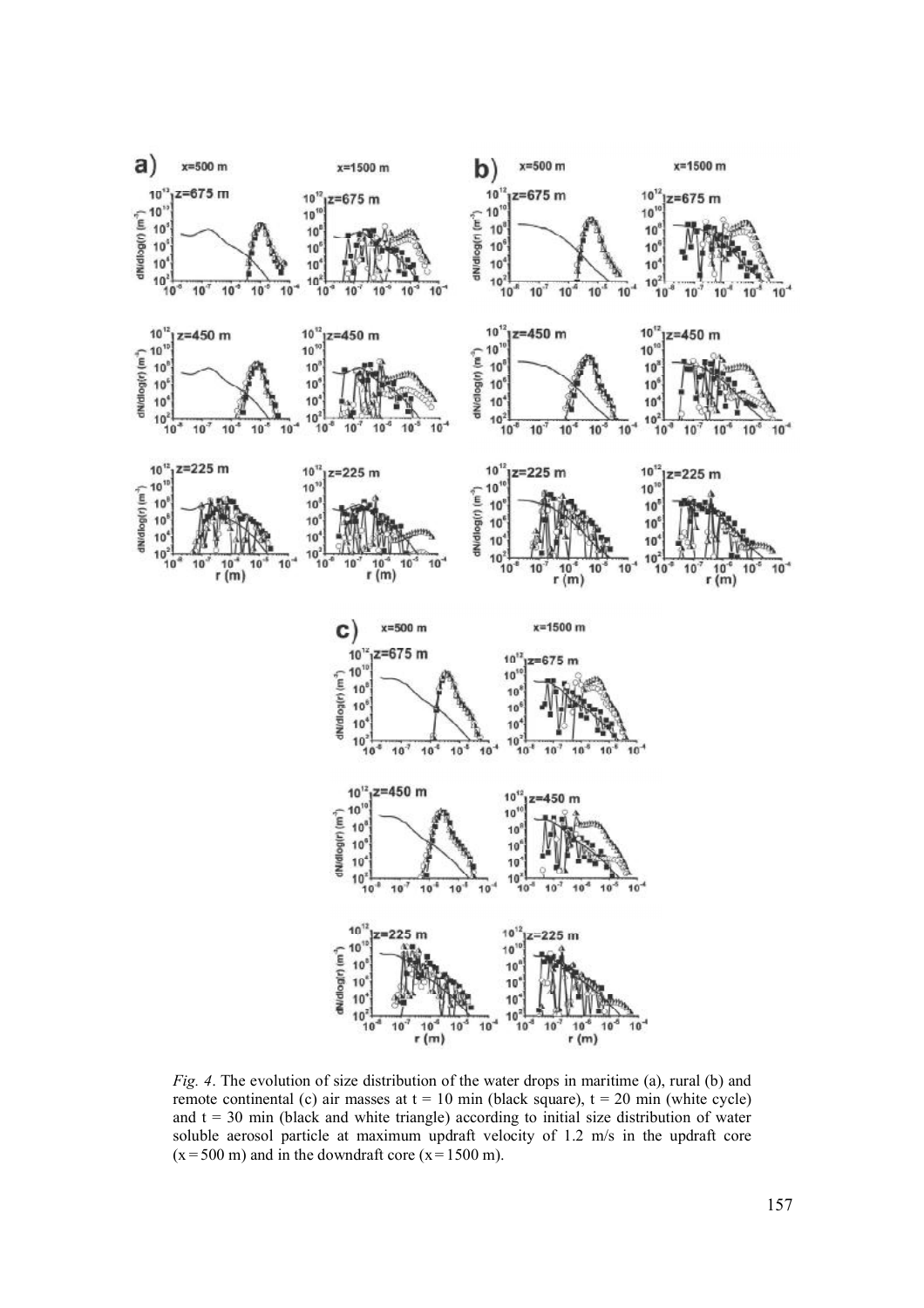*Fig. 4*. The evolution of size distribution of the water drops in maritime (a), rural (b) and remote continental (c) air masses at t = 10 min (black square), t = 20 min (white cycle) and t = 30 min (black and white triangle) according to initial size distribution of water soluble aerosol particle at maximum updraft velocity of 1.2 m/s in the updraft core (x = 500 m) and in the downdraft core (x = 1500 m).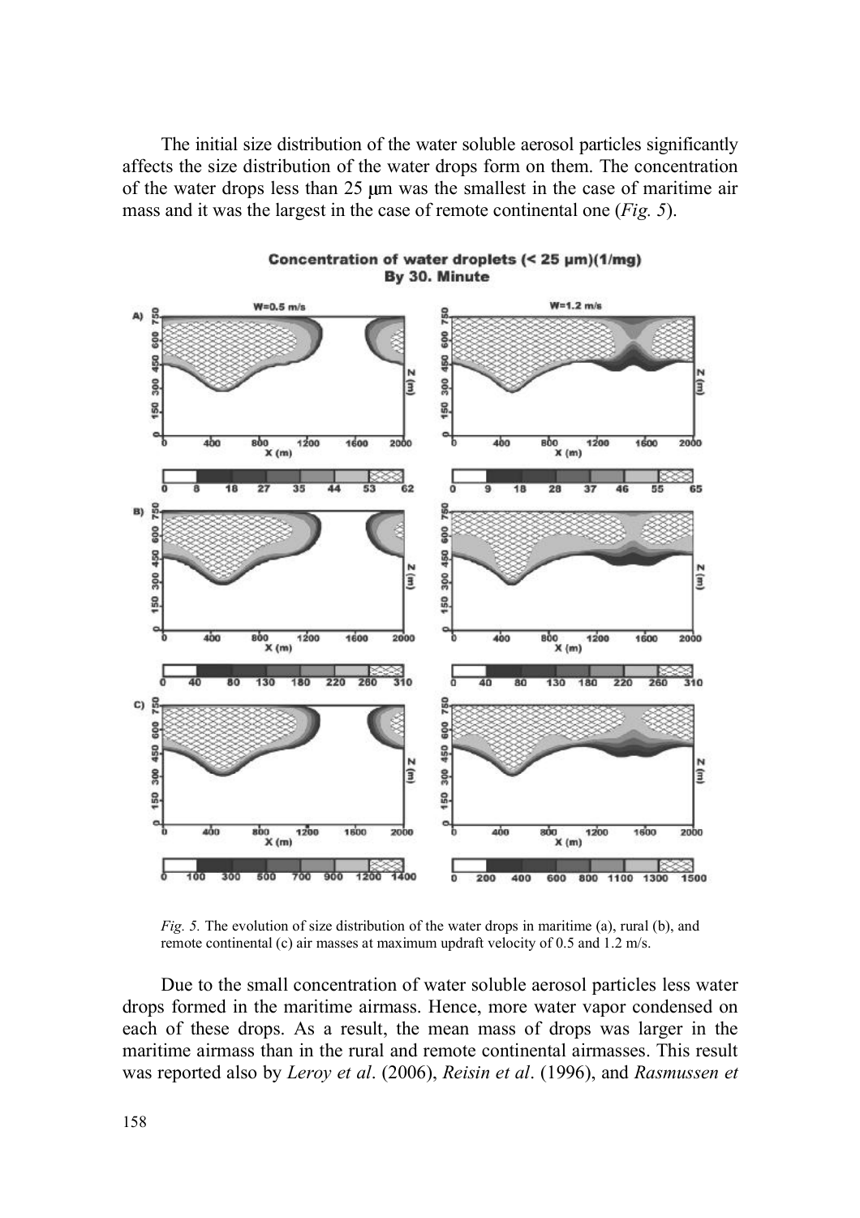The initial size distribution of the water soluble aerosol particles significantly affects the size distribution of the water drops form on them. The concentration of the water drops less than 25 μm was the smallest in the case of maritime air mass and it was the largest in the case of remote continental one (*Fig. 5*).

*Fig. 5.* The evolution of size distribution of the water drops in maritime (a), rural (b), and remote continental (c) air masses at maximum updraft velocity of 0.5 and 1.2 m/s.

Due to the small concentration of water soluble aerosol particles less water drops formed in the maritime airmass. Hence, more water vapor condensed on each of these drops. As a result, the mean mass of drops was larger in the maritime airmass than in the rural and remote continental airmasses. This result was reported also by *Leroy et al*. (2006), *Reisin et al*. (1996), and *Rasmussen et*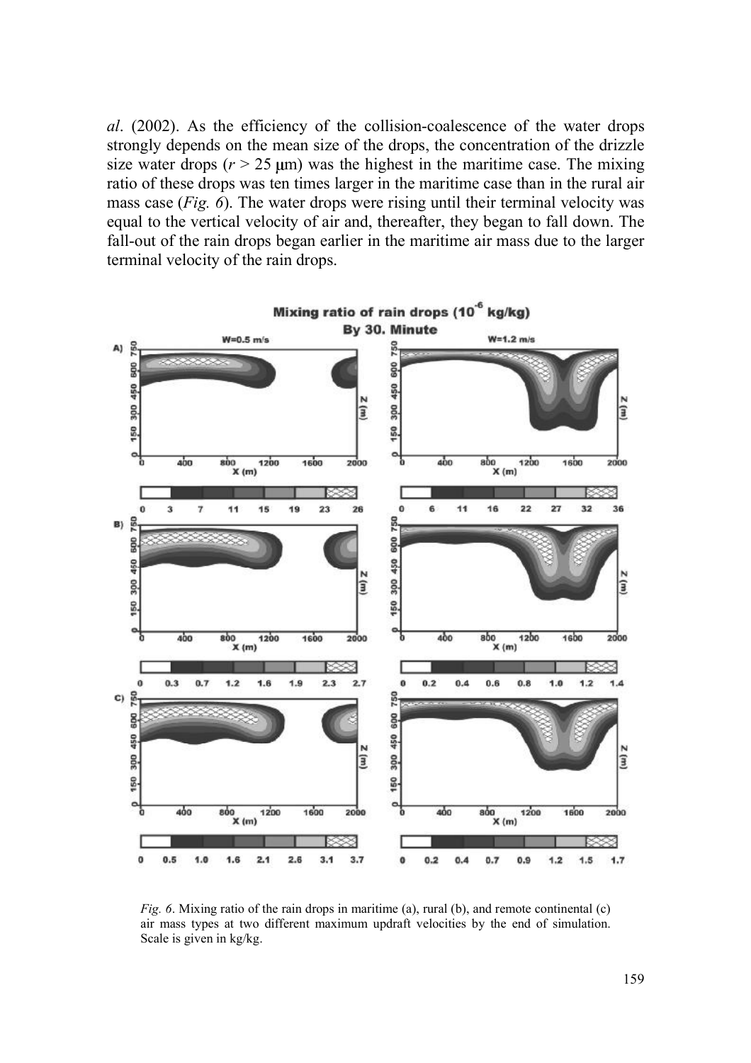*al*. (2002). As the efficiency of the collision-coalescence of the water drops strongly depends on the mean size of the drops, the concentration of the drizzle size water drops ($r$ > 25 μm) was the highest in the maritime case. The mixing ratio of these drops was ten times larger in the maritime case than in the rural air mass case (*Fig. 6*). The water drops were rising until their terminal velocity was equal to the vertical velocity of air and, thereafter, they began to fall down. The fall-out of the rain drops began earlier in the maritime air mass due to the larger terminal velocity of the rain drops.

*Fig. 6*. Mixing ratio of the rain drops in maritime (a), rural (b), and remote continental (c) air mass types at two different maximum updraft velocities by the end of simulation. Scale is given in kg/kg.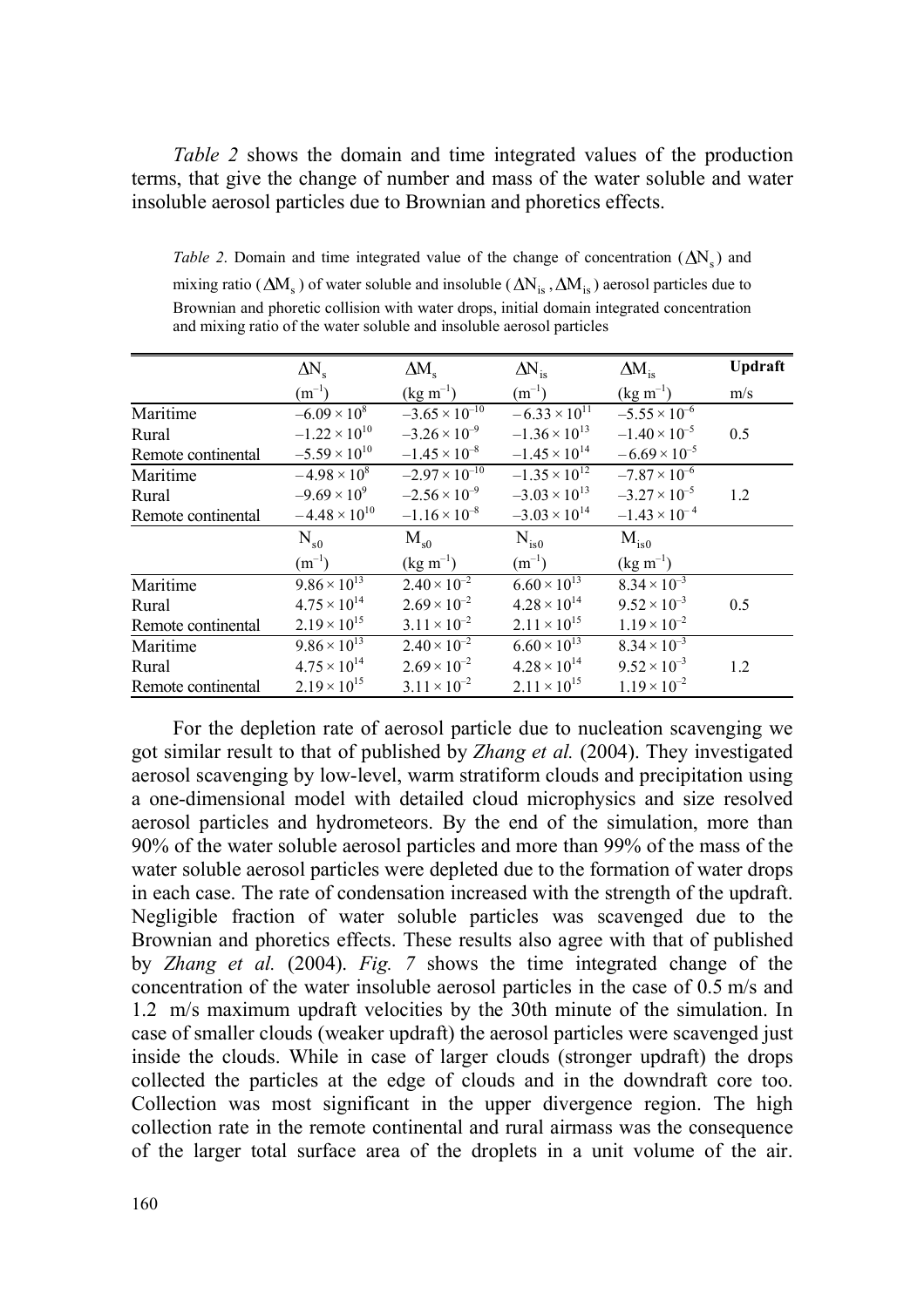*Table 2* shows the domain and time integrated values of the production terms, that give the change of number and mass of the water soluble and water insoluble aerosol particles due to Brownian and phoretics effects.

*Table 2*. Domain and time integrated value of the change of concentration ($\Delta N_s$) and mixing ratio ($\Delta M_s$) of water soluble and insoluble ($\Delta N_{is}$, $\Delta M_{is}$) aerosol particles due to Brownian and phoretic collision with water drops, initial domain integrated concentration and mixing ratio of the water soluble and insoluble aerosol particles

| | $\Delta N_s$ ($m^{-1}$) | $\Delta M_s$ ($kg\ m^{-1}$) | $\Delta N_{is}$ ($m^{-1}$) | $\Delta M_{is}$ ($kg\ m^{-1}$) | **Updraft** m/s |
|---|---|---|---|---|---|
| Maritime | $-6.09 \times 10^{8}$ | $-3.65 \times 10^{-10}$ | $-6.33 \times 10^{11}$ | $-5.55 \times 10^{-6}$ | |
| Rural | $-1.22 \times 10^{10}$ | $-3.26 \times 10^{-9}$ | $-1.36 \times 10^{13}$ | $-1.40 \times 10^{-5}$ | 0.5 |
| Remote continental | $-5.59 \times 10^{10}$ | $-1.45 \times 10^{-8}$ | $-1.45 \times 10^{14}$ | $-6.69 \times 10^{-5}$ | |
| Maritime | $-4.98 \times 10^{8}$ | $-2.97 \times 10^{-10}$ | $-1.35 \times 10^{12}$ | $-7.87 \times 10^{-6}$ | |
| Rural | $-9.69 \times 10^{9}$ | $-2.56 \times 10^{-9}$ | $-3.03 \times 10^{13}$ | $-3.27 \times 10^{-5}$ | 1.2 |
| Remote continental | $-4.48 \times 10^{10}$ | $-1.16 \times 10^{-8}$ | $-3.03 \times 10^{14}$ | $-1.43 \times 10^{-4}$ | |
| | $N_{s0}$ ($m^{-1}$) | $M_{s0}$ ($kg\ m^{-1}$) | $N_{is0}$ ($m^{-1}$) | $M_{is0}$ ($kg\ m^{-1}$) | |
| Maritime | $9.86 \times 10^{13}$ | $2.40 \times 10^{-2}$ | $6.60 \times 10^{13}$ | $8.34 \times 10^{-3}$ | |
| Rural | $4.75 \times 10^{14}$ | $2.69 \times 10^{-2}$ | $4.28 \times 10^{14}$ | $9.52 \times 10^{-3}$ | 0.5 |
| Remote continental | $2.19 \times 10^{15}$ | $3.11 \times 10^{-2}$ | $2.11 \times 10^{15}$ | $1.19 \times 10^{-2}$ | |
| Maritime | $9.86 \times 10^{13}$ | $2.40 \times 10^{-2}$ | $6.60 \times 10^{13}$ | $8.34 \times 10^{-3}$ | |
| Rural | $4.75 \times 10^{14}$ | $2.69 \times 10^{-2}$ | $4.28 \times 10^{14}$ | $9.52 \times 10^{-3}$ | 1.2 |
| Remote continental | $2.19 \times 10^{15}$ | $3.11 \times 10^{-2}$ | $2.11 \times 10^{15}$ | $1.19 \times 10^{-2}$ | |

For the depletion rate of aerosol particle due to nucleation scavenging we got similar result to that of published by *Zhang et al.* (2004). They investigated aerosol scavenging by low-level, warm stratiform clouds and precipitation using a one-dimensional model with detailed cloud microphysics and size resolved aerosol particles and hydrometeors. By the end of the simulation, more than 90% of the water soluble aerosol particles and more than 99% of the mass of the water soluble aerosol particles were depleted due to the formation of water drops in each case. The rate of condensation increased with the strength of the updraft. Negligible fraction of water soluble particles was scavenged due to the Brownian and phoretics effects. These results also agree with that of published by *Zhang et al.* (2004). *Fig. 7* shows the time integrated change of the concentration of the water insoluble aerosol particles in the case of 0.5 m/s and 1.2 m/s maximum updraft velocities by the 30th minute of the simulation. In case of smaller clouds (weaker updraft) the aerosol particles were scavenged just inside the clouds. While in case of larger clouds (stronger updraft) the drops collected the particles at the edge of clouds and in the downdraft core too. Collection was most significant in the upper divergence region. The high collection rate in the remote continental and rural airmass was the consequence of the larger total surface area of the droplets in a unit volume of the air.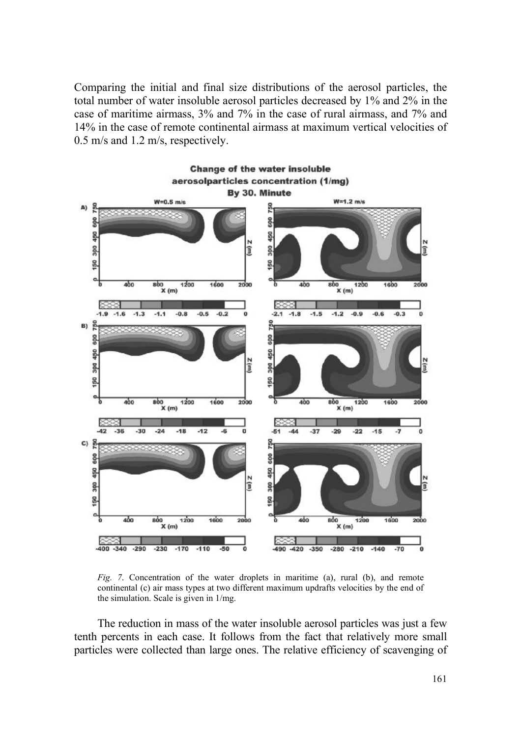Comparing the initial and final size distributions of the aerosol particles, the total number of water insoluble aerosol particles decreased by 1% and 2% in the case of maritime airmass, 3% and 7% in the case of rural airmass, and 7% and 14% in the case of remote continental airmass at maximum vertical velocities of 0.5 m/s and 1.2 m/s, respectively.

*Fig. 7.* Concentration of the water droplets in maritime (a), rural (b), and remote continental (c) air mass types at two different maximum updrafts velocities by the end of the simulation. Scale is given in 1/mg.

The reduction in mass of the water insoluble aerosol particles was just a few tenth percents in each case. It follows from the fact that relatively more small particles were collected than large ones. The relative efficiency of scavenging of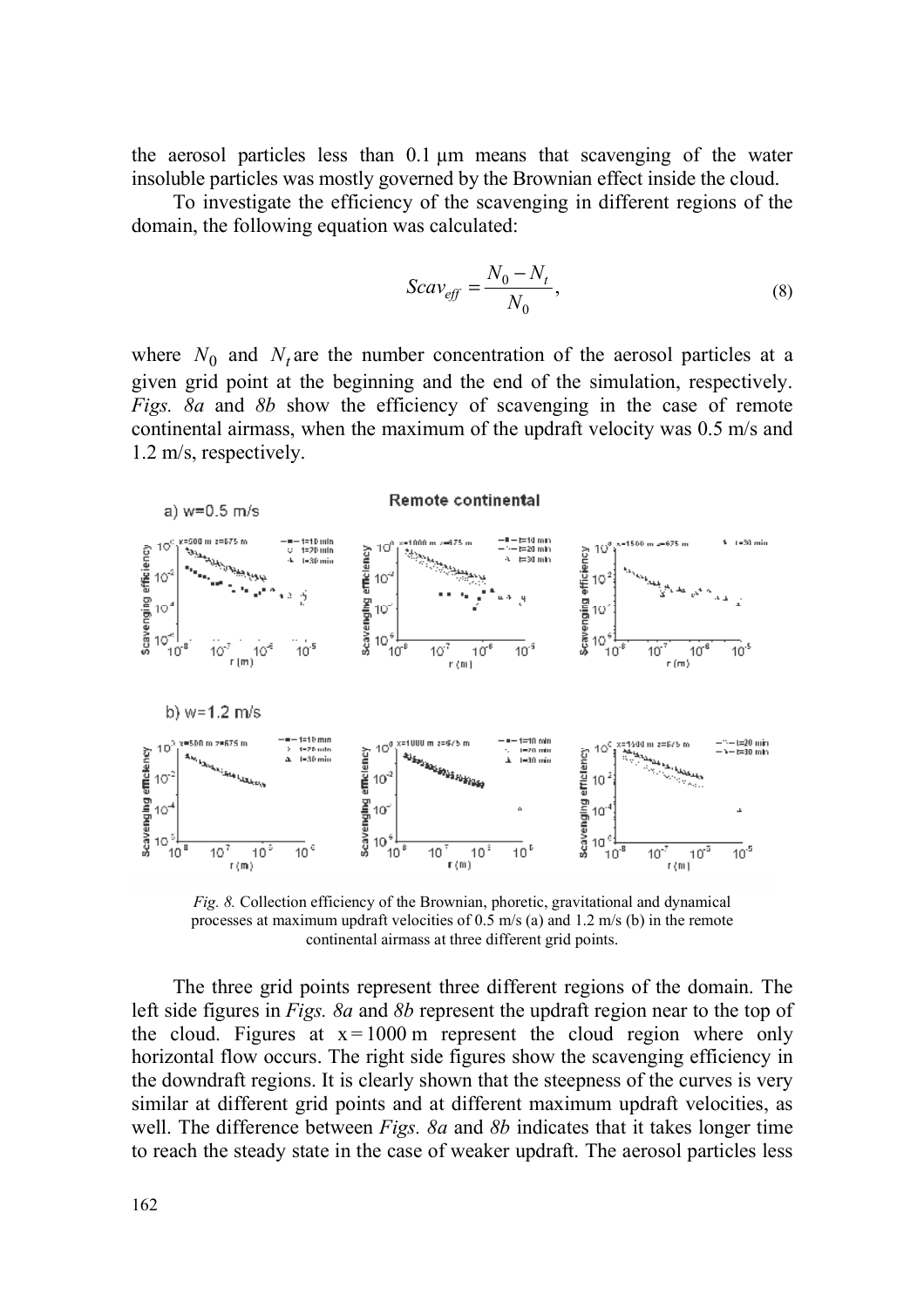the aerosol particles less than 0.1 μm means that scavenging of the water insoluble particles was mostly governed by the Brownian effect inside the cloud.

To investigate the efficiency of the scavenging in different regions of the domain, the following equation was calculated:

$$Scav_{eff} = \frac{N_0 - N_t}{N_0}, \tag{8}$$

where $N_0$ and $N_t$ are the number concentration of the aerosol particles at a given grid point at the beginning and the end of the simulation, respectively. *Figs. 8a* and *8b* show the efficiency of scavenging in the case of remote continental airmass, when the maximum of the updraft velocity was 0.5 m/s and 1.2 m/s, respectively.

*Fig. 8.* Collection efficiency of the Brownian, phoretic, gravitational and dynamical processes at maximum updraft velocities of 0.5 m/s (a) and 1.2 m/s (b) in the remote continental airmass at three different grid points.

The three grid points represent three different regions of the domain. The left side figures in *Figs. 8a* and *8b* represent the updraft region near to the top of the cloud. Figures at x = 1000 m represent the cloud region where only horizontal flow occurs. The right side figures show the scavenging efficiency in the downdraft regions. It is clearly shown that the steepness of the curves is very similar at different grid points and at different maximum updraft velocities, as well. The difference between *Figs. 8a* and *8b* indicates that it takes longer time to reach the steady state in the case of weaker updraft. The aerosol particles less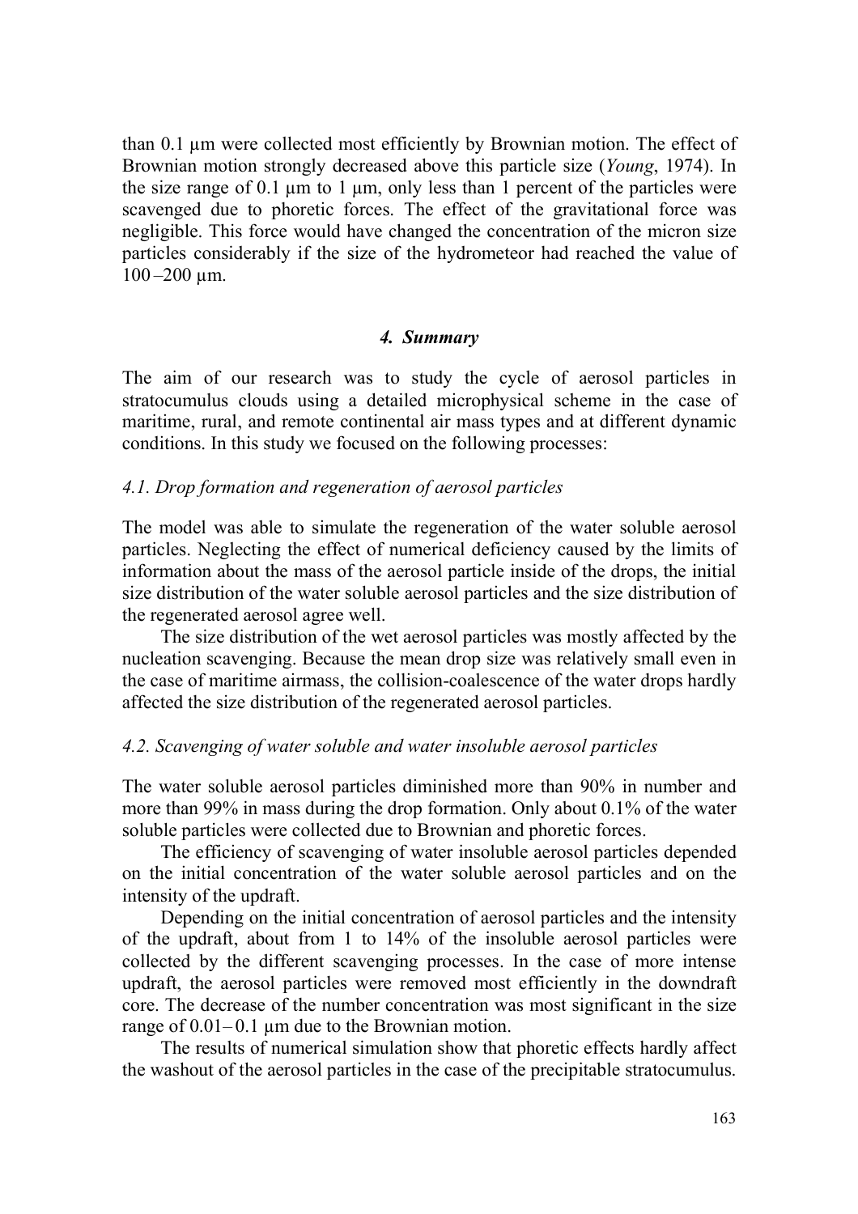than 0.1 µm were collected most efficiently by Brownian motion. The effect of Brownian motion strongly decreased above this particle size (*Young*, 1974). In the size range of 0.1 µm to 1 µm, only less than 1 percent of the particles were scavenged due to phoretic forces. The effect of the gravitational force was negligible. This force would have changed the concentration of the micron size particles considerably if the size of the hydrometeor had reached the value of 100 –200 µm.

## *4. Summary*

The aim of our research was to study the cycle of aerosol particles in stratocumulus clouds using a detailed microphysical scheme in the case of maritime, rural, and remote continental air mass types and at different dynamic conditions. In this study we focused on the following processes:

### *4.1. Drop formation and regeneration of aerosol particles*

The model was able to simulate the regeneration of the water soluble aerosol particles. Neglecting the effect of numerical deficiency caused by the limits of information about the mass of the aerosol particle inside of the drops, the initial size distribution of the water soluble aerosol particles and the size distribution of the regenerated aerosol agree well.

The size distribution of the wet aerosol particles was mostly affected by the nucleation scavenging. Because the mean drop size was relatively small even in the case of maritime airmass, the collision-coalescence of the water drops hardly affected the size distribution of the regenerated aerosol particles.

### *4.2. Scavenging of water soluble and water insoluble aerosol particles*

The water soluble aerosol particles diminished more than 90% in number and more than 99% in mass during the drop formation. Only about 0.1% of the water soluble particles were collected due to Brownian and phoretic forces.

The efficiency of scavenging of water insoluble aerosol particles depended on the initial concentration of the water soluble aerosol particles and on the intensity of the updraft.

Depending on the initial concentration of aerosol particles and the intensity of the updraft, about from 1 to 14% of the insoluble aerosol particles were collected by the different scavenging processes. In the case of more intense updraft, the aerosol particles were removed most efficiently in the downdraft core. The decrease of the number concentration was most significant in the size range of 0.01– 0.1 µm due to the Brownian motion.

The results of numerical simulation show that phoretic effects hardly affect the washout of the aerosol particles in the case of the precipitable stratocumulus.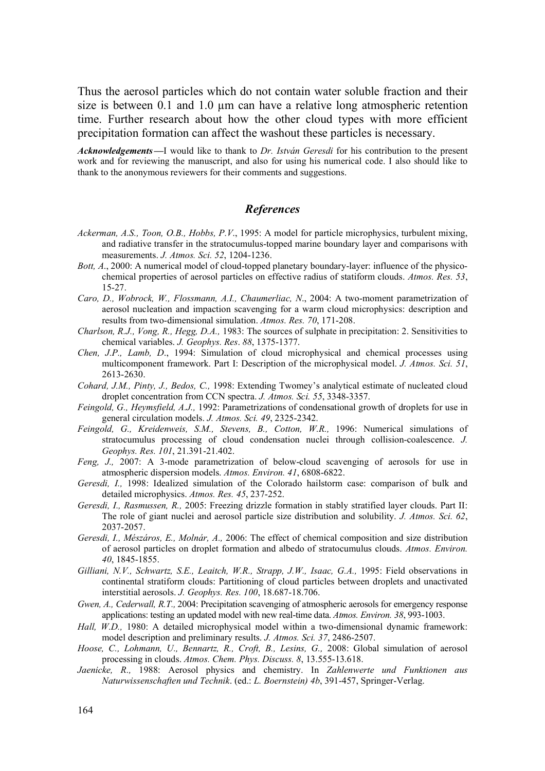Thus the aerosol particles which do not contain water soluble fraction and their size is between 0.1 and 1.0 μm can have a relative long atmospheric retention time. Further research about how the other cloud types with more efficient precipitation formation can affect the washout these particles is necessary.

***Acknowledgements***—I would like to thank to *Dr. István Geresdi* for his contribution to the present work and for reviewing the manuscript, and also for using his numerical code. I also should like to thank to the anonymous reviewers for their comments and suggestions.

## *References*

*Ackerman, A.S., Toon, O.B., Hobbs, P.V.*, 1995: A model for particle microphysics, turbulent mixing, and radiative transfer in the stratocumulus-topped marine boundary layer and comparisons with measurements. *J. Atmos. Sci. 52*, 1204-1236.

*Bott, A*., 2000: A numerical model of cloud-topped planetary boundary-layer: influence of the physico-chemical properties of aerosol particles on effective radius of statiform clouds. *Atmos. Res. 53*, 15-27.

*Caro, D., Wobrock, W., Flossmann, A.I., Chaumerliac, N*., 2004: A two-moment parametrization of aerosol nucleation and impaction scavenging for a warm cloud microphysics: description and results from two-dimensional simulation. *Atmos. Res. 70*, 171-208.

*Charlson, R.J., Vong, R., Hegg, D.A.,* 1983: The sources of sulphate in precipitation: 2. Sensitivities to chemical variables. *J. Geophys. Res*. *88*, 1375-1377.

*Chen, J.P., Lamb, D*., 1994: Simulation of cloud microphysical and chemical processes using multicomponent framework. Part I: Description of the microphysical model. *J. Atmos. Sci. 51*, 2613-2630.

*Cohard, J.M., Pinty, J., Bedos, C.,* 1998: Extending Twomey's analytical estimate of nucleated cloud droplet concentration from CCN spectra. *J. Atmos. Sci. 55*, 3348-3357.

*Feingold, G., Heymsfield, A.J.,* 1992: Parametrizations of condensational growth of droplets for use in general circulation models. *J. Atmos. Sci. 49*, 2325-2342.

*Feingold, G., Kreidenweis, S.M., Stevens, B., Cotton, W.R.,* 1996: Numerical simulations of stratocumulus processing of cloud condensation nuclei through collision-coalescence. *J. Geophys. Res. 101*, 21.391-21.402.

*Feng, J.,* 2007: A 3-mode parametrization of below-cloud scavenging of aerosols for use in atmospheric dispersion models. *Atmos. Environ. 41*, 6808-6822.

*Geresdi, I.,* 1998: Idealized simulation of the Colorado hailstorm case: comparison of bulk and detailed microphysics. *Atmos. Res. 45*, 237-252.

*Geresdi, I., Rasmussen, R.,* 2005: Freezing drizzle formation in stably stratified layer clouds. Part II: The role of giant nuclei and aerosol particle size distribution and solubility. *J. Atmos. Sci. 62*, 2037-2057.

*Geresdi, I., Mészáros, E., Molnár, A.,* 2006: The effect of chemical composition and size distribution of aerosol particles on droplet formation and albedo of stratocumulus clouds. *Atmos. Environ. 40*, 1845-1855.

*Gilliani, N.V., Schwartz, S.E., Leaitch, W.R., Strapp, J.W., Isaac, G.A.,* 1995: Field observations in continental stratiform clouds: Partitioning of cloud particles between droplets and unactivated interstitial aerosols. *J. Geophys. Res. 100*, 18.687-18.706.

*Gwen, A., Cederwall, R.T.,* 2004: Precipitation scavenging of atmospheric aerosols for emergency response applications: testing an updated model with new real-time data. *Atmos. Environ. 38*, 993-1003.

*Hall, W.D.,* 1980: A detailed microphysical model within a two-dimensional dynamic framework: model description and preliminary results. *J. Atmos. Sci. 37*, 2486-2507.

*Hoose, C., Lohmann, U., Bennartz, R., Croft, B., Lesins, G.,* 2008: Global simulation of aerosol processing in clouds. *Atmos. Chem. Phys. Discuss. 8*, 13.555-13.618.

*Jaenicke, R.,* 1988: Aerosol physics and chemistry. In *Zahlenwerte und Funktionen aus Naturwissenschaften und Technik*. (ed.: *L. Boernstein) 4b*, 391-457, Springer-Verlag.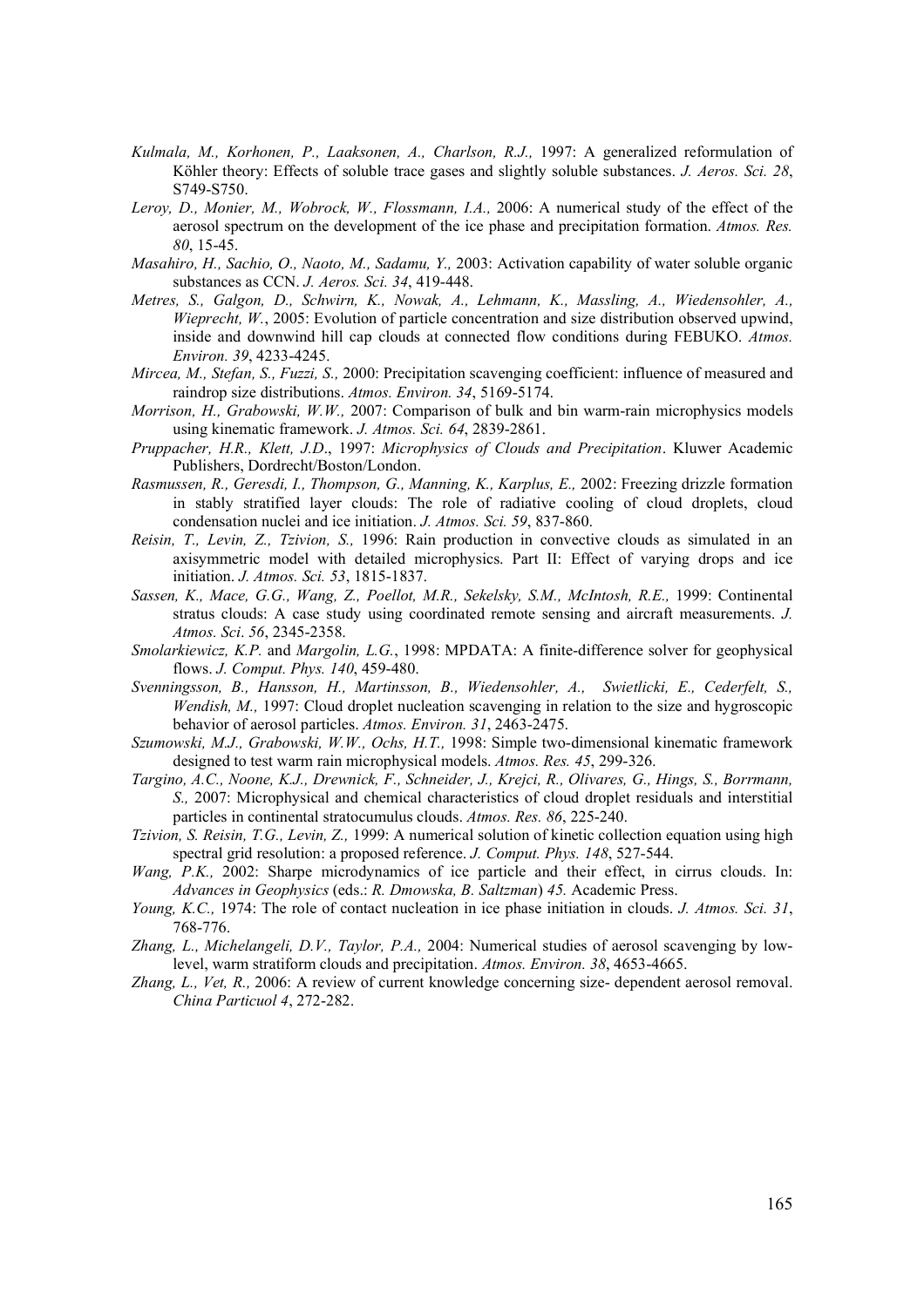*Kulmala, M., Korhonen, P., Laaksonen, A., Charlson, R.J.,* 1997: A generalized reformulation of Köhler theory: Effects of soluble trace gases and slightly soluble substances. *J. Aeros. Sci. 28*, S749-S750.

*Leroy, D., Monier, M., Wobrock, W., Flossmann, I.A.,* 2006: A numerical study of the effect of the aerosol spectrum on the development of the ice phase and precipitation formation. *Atmos. Res. 80*, 15-45.

*Masahiro, H., Sachio, O., Naoto, M., Sadamu, Y.,* 2003: Activation capability of water soluble organic substances as CCN. *J. Aeros. Sci. 34*, 419-448.

*Metres, S., Galgon, D., Schwirn, K., Nowak, A., Lehmann, K., Massling, A., Wiedensohler, A., Wieprecht, W.*, 2005: Evolution of particle concentration and size distribution observed upwind, inside and downwind hill cap clouds at connected flow conditions during FEBUKO. *Atmos. Environ. 39*, 4233-4245.

*Mircea, M., Stefan, S., Fuzzi, S.,* 2000: Precipitation scavenging coefficient: influence of measured and raindrop size distributions. *Atmos. Environ. 34*, 5169-5174.

*Morrison, H., Grabowski, W.W.,* 2007: Comparison of bulk and bin warm-rain microphysics models using kinematic framework. *J. Atmos. Sci. 64*, 2839-2861.

*Pruppacher, H.R., Klett, J.D.*, 1997: *Microphysics of Clouds and Precipitation*. Kluwer Academic Publishers, Dordrecht/Boston/London.

*Rasmussen, R., Geresdi, I., Thompson, G., Manning, K., Karplus, E.,* 2002: Freezing drizzle formation in stably stratified layer clouds: The role of radiative cooling of cloud droplets, cloud condensation nuclei and ice initiation. *J. Atmos. Sci. 59*, 837-860.

*Reisin, T., Levin, Z., Tzivion, S.,* 1996: Rain production in convective clouds as simulated in an axisymmetric model with detailed microphysics. Part II: Effect of varying drops and ice initiation. *J. Atmos. Sci. 53*, 1815-1837.

*Sassen, K., Mace, G.G., Wang, Z., Poellot, M.R., Sekelsky, S.M., McIntosh, R.E.,* 1999: Continental stratus clouds: A case study using coordinated remote sensing and aircraft measurements. *J. Atmos. Sci. 56*, 2345-2358.

*Smolarkiewicz, K.P.* and *Margolin, L.G.*, 1998: MPDATA: A finite-difference solver for geophysical flows. *J. Comput. Phys. 140*, 459-480.

*Svenningsson, B., Hansson, H., Martinsson, B., Wiedensohler, A., Swietlicki, E., Cederfelt, S., Wendish, M.,* 1997: Cloud droplet nucleation scavenging in relation to the size and hygroscopic behavior of aerosol particles. *Atmos. Environ. 31*, 2463-2475.

*Szumowski, M.J., Grabowski, W.W., Ochs, H.T.,* 1998: Simple two-dimensional kinematic framework designed to test warm rain microphysical models. *Atmos. Res. 45*, 299-326.

*Targino, A.C., Noone, K.J., Drewnick, F., Schneider, J., Krejci, R., Olivares, G., Hings, S., Borrmann, S.,* 2007: Microphysical and chemical characteristics of cloud droplet residuals and interstitial particles in continental stratocumulus clouds. *Atmos. Res. 86*, 225-240.

*Tzivion, S. Reisin, T.G., Levin, Z.,* 1999: A numerical solution of kinetic collection equation using high spectral grid resolution: a proposed reference. *J. Comput. Phys. 148*, 527-544.

*Wang, P.K.,* 2002: Sharpe microdynamics of ice particle and their effect, in cirrus clouds. In: *Advances in Geophysics* (eds.: *R. Dmowska, B. Saltzman*) *45.* Academic Press.

*Young, K.C.,* 1974: The role of contact nucleation in ice phase initiation in clouds. *J. Atmos. Sci. 31*, 768-776.

*Zhang, L., Michelangeli, D.V., Taylor, P.A.,* 2004: Numerical studies of aerosol scavenging by low-level, warm stratiform clouds and precipitation. *Atmos. Environ. 38*, 4653-4665.

*Zhang, L., Vet, R.,* 2006: A review of current knowledge concerning size- dependent aerosol removal. *China Particuol 4*, 272-282.